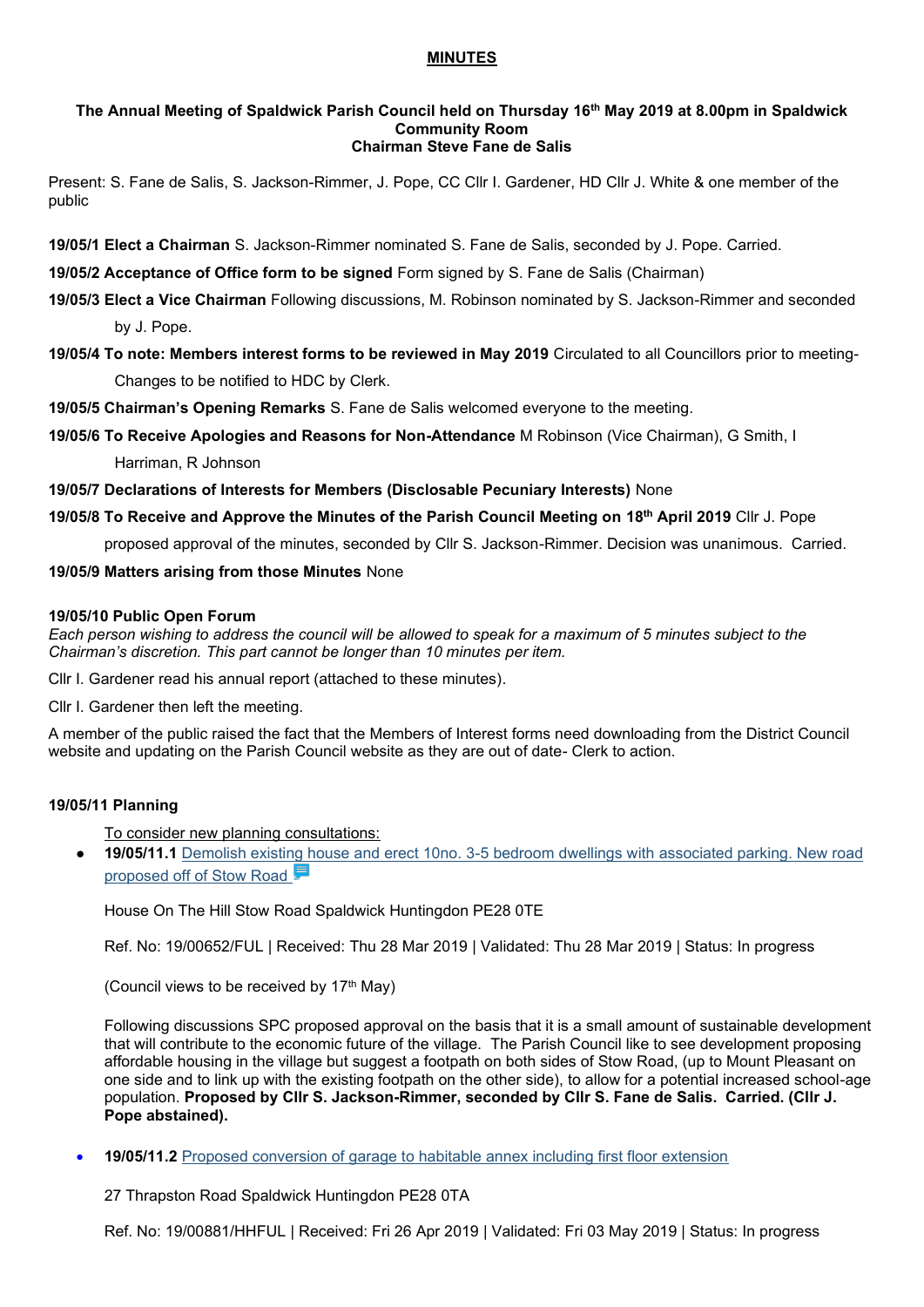# MINUTES

**The Annual Meeting of Spaldwick Parish Council held on Thursday 16th May 2019 at 8.00pm in Spaldwick Community Room**
**Chairman Steve Fane de Salis**

Present: S. Fane de Salis, S. Jackson-Rimmer, J. Pope, CC Cllr I. Gardener, HD Cllr J. White & one member of the public

**19/05/1 Elect a Chairman** S. Jackson-Rimmer nominated S. Fane de Salis, seconded by J. Pope. Carried.

**19/05/2 Acceptance of Office form to be signed** Form signed by S. Fane de Salis (Chairman)

**19/05/3 Elect a Vice Chairman** Following discussions, M. Robinson nominated by S. Jackson-Rimmer and seconded by J. Pope.

**19/05/4 To note: Members interest forms to be reviewed in May 2019** Circulated to all Councillors prior to meeting- Changes to be notified to HDC by Clerk.

**19/05/5 Chairman's Opening Remarks** S. Fane de Salis welcomed everyone to the meeting.

**19/05/6 To Receive Apologies and Reasons for Non-Attendance** M Robinson (Vice Chairman), G Smith, I Harriman, R Johnson

**19/05/7 Declarations of Interests for Members (Disclosable Pecuniary Interests)** None

**19/05/8 To Receive and Approve the Minutes of the Parish Council Meeting on 18th April 2019** Cllr J. Pope proposed approval of the minutes, seconded by Cllr S. Jackson-Rimmer. Decision was unanimous. Carried.

**19/05/9 Matters arising from those Minutes** None

**19/05/10 Public Open Forum**

*Each person wishing to address the council will be allowed to speak for a maximum of 5 minutes subject to the Chairman's discretion. This part cannot be longer than 10 minutes per item.*

Cllr I. Gardener read his annual report (attached to these minutes).

Cllr I. Gardener then left the meeting.

A member of the public raised the fact that the Members of Interest forms need downloading from the District Council website and updating on the Parish Council website as they are out of date- Clerk to action.

**19/05/11 Planning**

To consider new planning consultations:

- **19/05/11.1** Demolish existing house and erect 10no. 3-5 bedroom dwellings with associated parking. New road proposed off of Stow Road

  House On The Hill Stow Road Spaldwick Huntingdon PE28 0TE

  Ref. No: 19/00652/FUL | Received: Thu 28 Mar 2019 | Validated: Thu 28 Mar 2019 | Status: In progress

  (Council views to be received by 17th May)

  Following discussions SPC proposed approval on the basis that it is a small amount of sustainable development that will contribute to the economic future of the village. The Parish Council like to see development proposing affordable housing in the village but suggest a footpath on both sides of Stow Road, (up to Mount Pleasant on one side and to link up with the existing footpath on the other side), to allow for a potential increased school-age population. **Proposed by Cllr S. Jackson-Rimmer, seconded by Cllr S. Fane de Salis. Carried. (Cllr J. Pope abstained).**

- **19/05/11.2** Proposed conversion of garage to habitable annex including first floor extension

  27 Thrapston Road Spaldwick Huntingdon PE28 0TA

  Ref. No: 19/00881/HHFUL | Received: Fri 26 Apr 2019 | Validated: Fri 03 May 2019 | Status: In progress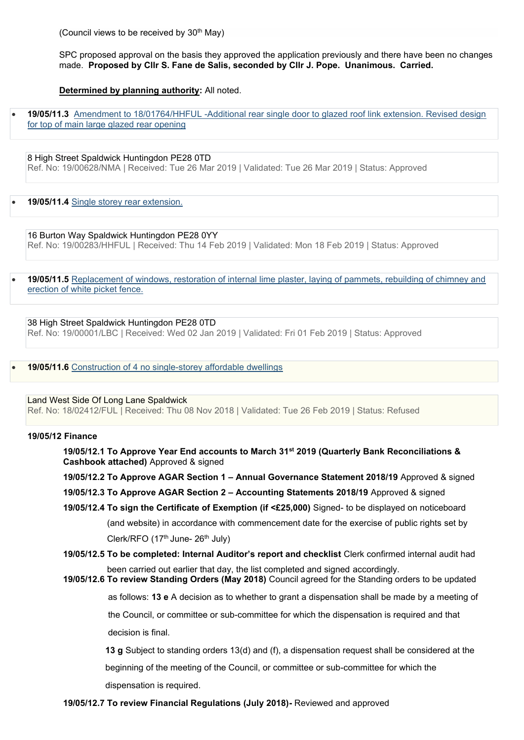(Council views to be received by 30th May)

SPC proposed approval on the basis they approved the application previously and there have been no changes made. **Proposed by Cllr S. Fane de Salis, seconded by Cllr J. Pope. Unanimous. Carried.**

**Determined by planning authority:** All noted.

- **19/05/11.3** Amendment to 18/01764/HHFUL -Additional rear single door to glazed roof link extension. Revised design for top of main large glazed rear opening

  8 High Street Spaldwick Huntingdon PE28 0TD
  Ref. No: 19/00628/NMA | Received: Tue 26 Mar 2019 | Validated: Tue 26 Mar 2019 | Status: Approved

- **19/05/11.4** Single storey rear extension.

  16 Burton Way Spaldwick Huntingdon PE28 0YY
  Ref. No: 19/00283/HHFUL | Received: Thu 14 Feb 2019 | Validated: Mon 18 Feb 2019 | Status: Approved

- **19/05/11.5** Replacement of windows, restoration of internal lime plaster, laying of pammets, rebuilding of chimney and erection of white picket fence.

  38 High Street Spaldwick Huntingdon PE28 0TD
  Ref. No: 19/00001/LBC | Received: Wed 02 Jan 2019 | Validated: Fri 01 Feb 2019 | Status: Approved

- **19/05/11.6** Construction of 4 no single-storey affordable dwellings

  Land West Side Of Long Lane Spaldwick
  Ref. No: 18/02412/FUL | Received: Thu 08 Nov 2018 | Validated: Tue 26 Feb 2019 | Status: Refused

**19/05/12 Finance**

**19/05/12.1 To Approve Year End accounts to March 31st 2019 (Quarterly Bank Reconciliations & Cashbook attached)** Approved & signed

**19/05/12.2 To Approve AGAR Section 1 – Annual Governance Statement 2018/19** Approved & signed

**19/05/12.3 To Approve AGAR Section 2 – Accounting Statements 2018/19** Approved & signed

**19/05/12.4 To sign the Certificate of Exemption (if <£25,000)** Signed- to be displayed on noticeboard (and website) in accordance with commencement date for the exercise of public rights set by Clerk/RFO (17th June- 26th July)

**19/05/12.5 To be completed: Internal Auditor's report and checklist** Clerk confirmed internal audit had been carried out earlier that day, the list completed and signed accordingly.

**19/05/12.6 To review Standing Orders (May 2018)** Council agreed for the Standing orders to be updated as follows: **13 e** A decision as to whether to grant a dispensation shall be made by a meeting of the Council, or committee or sub-committee for which the dispensation is required and that decision is final.

**13 g** Subject to standing orders 13(d) and (f), a dispensation request shall be considered at the beginning of the meeting of the Council, or committee or sub-committee for which the dispensation is required.

**19/05/12.7 To review Financial Regulations (July 2018)-** Reviewed and approved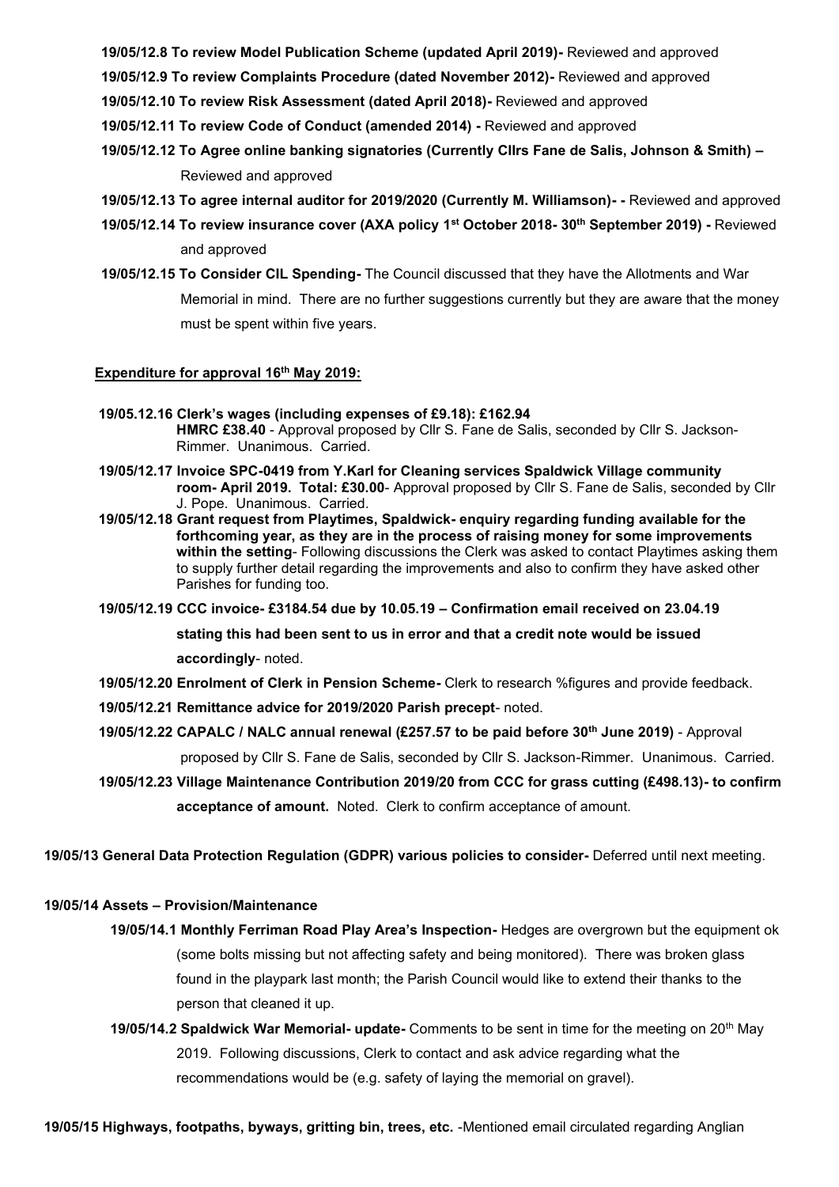**19/05/12.8 To review Model Publication Scheme (updated April 2019)-** Reviewed and approved

**19/05/12.9 To review Complaints Procedure (dated November 2012)-** Reviewed and approved

**19/05/12.10 To review Risk Assessment (dated April 2018)-** Reviewed and approved

**19/05/12.11 To review Code of Conduct (amended 2014) -** Reviewed and approved

**19/05/12.12 To Agree online banking signatories (Currently Cllrs Fane de Salis, Johnson & Smith) –** Reviewed and approved

**19/05/12.13 To agree internal auditor for 2019/2020 (Currently M. Williamson)- -** Reviewed and approved

**19/05/12.14 To review insurance cover (AXA policy 1st October 2018- 30th September 2019) -** Reviewed and approved

**19/05/12.15 To Consider CIL Spending-** The Council discussed that they have the Allotments and War Memorial in mind. There are no further suggestions currently but they are aware that the money must be spent within five years.

**Expenditure for approval 16th May 2019:**

**19/05.12.16 Clerk's wages (including expenses of £9.18): £162.94**
**HMRC £38.40** - Approval proposed by Cllr S. Fane de Salis, seconded by Cllr S. Jackson-Rimmer. Unanimous. Carried.

**19/05/12.17 Invoice SPC-0419 from Y.Karl for Cleaning services Spaldwick Village community room- April 2019. Total: £30.00**- Approval proposed by Cllr S. Fane de Salis, seconded by Cllr J. Pope. Unanimous. Carried.

**19/05/12.18 Grant request from Playtimes, Spaldwick- enquiry regarding funding available for the forthcoming year, as they are in the process of raising money for some improvements within the setting**- Following discussions the Clerk was asked to contact Playtimes asking them to supply further detail regarding the improvements and also to confirm they have asked other Parishes for funding too.

**19/05/12.19 CCC invoice- £3184.54 due by 10.05.19 – Confirmation email received on 23.04.19 stating this had been sent to us in error and that a credit note would be issued accordingly**- noted.

**19/05/12.20 Enrolment of Clerk in Pension Scheme-** Clerk to research %figures and provide feedback.

**19/05/12.21 Remittance advice for 2019/2020 Parish precept**- noted.

**19/05/12.22 CAPALC / NALC annual renewal (£257.57 to be paid before 30th June 2019)** - Approval proposed by Cllr S. Fane de Salis, seconded by Cllr S. Jackson-Rimmer. Unanimous. Carried.

**19/05/12.23 Village Maintenance Contribution 2019/20 from CCC for grass cutting (£498.13)- to confirm acceptance of amount.** Noted. Clerk to confirm acceptance of amount.

**19/05/13 General Data Protection Regulation (GDPR) various policies to consider-** Deferred until next meeting.

**19/05/14 Assets – Provision/Maintenance**

**19/05/14.1 Monthly Ferriman Road Play Area's Inspection-** Hedges are overgrown but the equipment ok (some bolts missing but not affecting safety and being monitored). There was broken glass found in the playpark last month; the Parish Council would like to extend their thanks to the person that cleaned it up.

**19/05/14.2 Spaldwick War Memorial- update-** Comments to be sent in time for the meeting on 20th May 2019. Following discussions, Clerk to contact and ask advice regarding what the recommendations would be (e.g. safety of laying the memorial on gravel).

**19/05/15 Highways, footpaths, byways, gritting bin, trees, etc.** -Mentioned email circulated regarding Anglian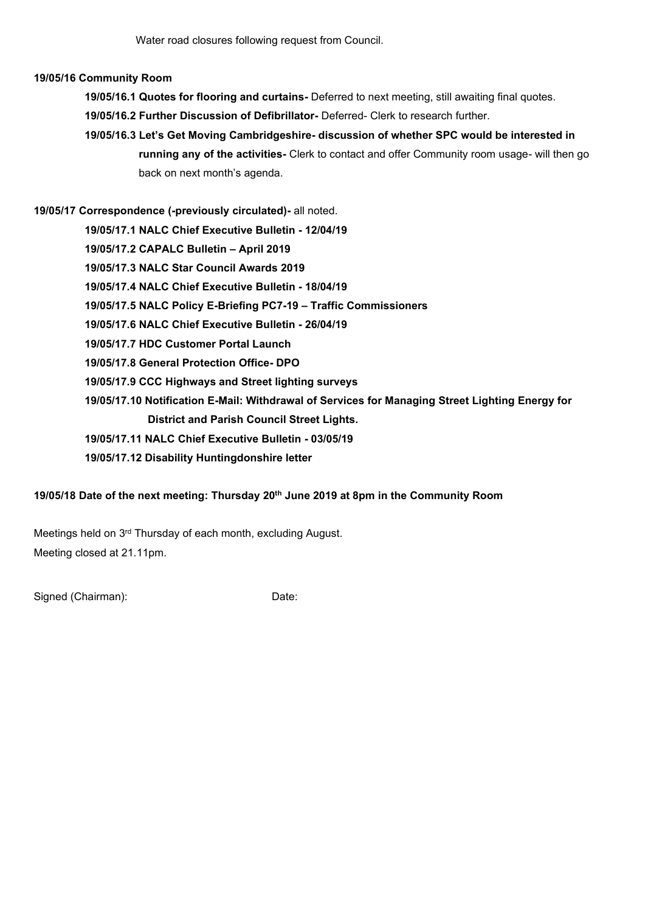Water road closures following request from Council.

**19/05/16 Community Room**

**19/05/16.1 Quotes for flooring and curtains-** Deferred to next meeting, still awaiting final quotes.

**19/05/16.2 Further Discussion of Defibrillator-** Deferred- Clerk to research further.

**19/05/16.3 Let's Get Moving Cambridgeshire- discussion of whether SPC would be interested in running any of the activities-** Clerk to contact and offer Community room usage- will then go back on next month's agenda.

**19/05/17 Correspondence (-previously circulated)-** all noted.

**19/05/17.1 NALC Chief Executive Bulletin - 12/04/19**

**19/05/17.2 CAPALC Bulletin – April 2019**

**19/05/17.3 NALC Star Council Awards 2019**

**19/05/17.4 NALC Chief Executive Bulletin - 18/04/19**

**19/05/17.5 NALC Policy E-Briefing PC7-19 – Traffic Commissioners**

**19/05/17.6 NALC Chief Executive Bulletin - 26/04/19**

**19/05/17.7 HDC Customer Portal Launch**

**19/05/17.8 General Protection Office- DPO**

**19/05/17.9 CCC Highways and Street lighting surveys**

**19/05/17.10 Notification E-Mail: Withdrawal of Services for Managing Street Lighting Energy for District and Parish Council Street Lights.**

**19/05/17.11 NALC Chief Executive Bulletin - 03/05/19**

**19/05/17.12 Disability Huntingdonshire letter**

**19/05/18 Date of the next meeting: Thursday 20th June 2019 at 8pm in the Community Room**

Meetings held on 3rd Thursday of each month, excluding August.
Meeting closed at 21.11pm.

Signed (Chairman): Date: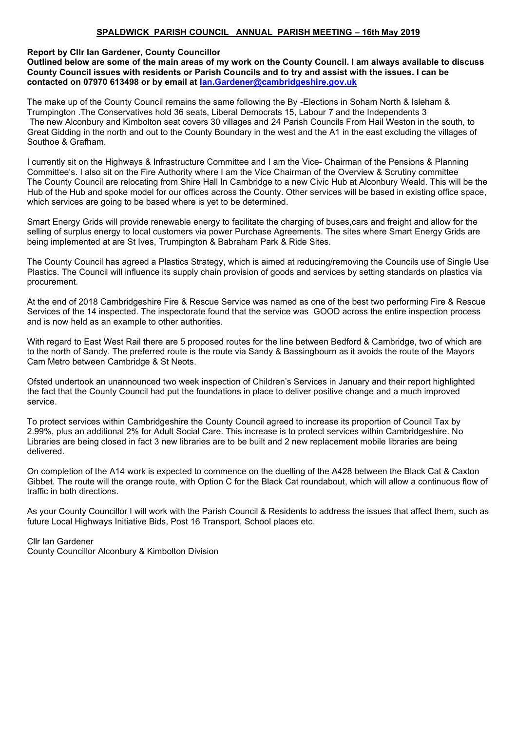## SPALDWICK PARISH COUNCIL ANNUAL PARISH MEETING – 16th May 2019

**Report by Cllr Ian Gardener, County Councillor**
**Outlined below are some of the main areas of my work on the County Council. I am always available to discuss County Council issues with residents or Parish Councils and to try and assist with the issues. I can be contacted on 07970 613498 or by email at [Ian.Gardener@cambridgeshire.gov.uk](mailto:Ian.Gardener@cambridgeshire.gov.uk)**

The make up of the County Council remains the same following the By -Elections in Soham North & Isleham & Trumpington .The Conservatives hold 36 seats, Liberal Democrats 15, Labour 7 and the Independents 3
The new Alconbury and Kimbolton seat covers 30 villages and 24 Parish Councils From Hail Weston in the south, to Great Gidding in the north and out to the County Boundary in the west and the A1 in the east excluding the villages of Southoe & Grafham.

I currently sit on the Highways & Infrastructure Committee and I am the Vice- Chairman of the Pensions & Planning Committee's. I also sit on the Fire Authority where I am the Vice Chairman of the Overview & Scrutiny committee
The County Council are relocating from Shire Hall In Cambridge to a new Civic Hub at Alconbury Weald. This will be the Hub of the Hub and spoke model for our offices across the County. Other services will be based in existing office space, which services are going to be based where is yet to be determined.

Smart Energy Grids will provide renewable energy to facilitate the charging of buses,cars and freight and allow for the selling of surplus energy to local customers via power Purchase Agreements. The sites where Smart Energy Grids are being implemented at are St Ives, Trumpington & Babraham Park & Ride Sites.

The County Council has agreed a Plastics Strategy, which is aimed at reducing/removing the Councils use of Single Use Plastics. The Council will influence its supply chain provision of goods and services by setting standards on plastics via procurement.

At the end of 2018 Cambridgeshire Fire & Rescue Service was named as one of the best two performing Fire & Rescue Services of the 14 inspected. The inspectorate found that the service was GOOD across the entire inspection process and is now held as an example to other authorities.

With regard to East West Rail there are 5 proposed routes for the line between Bedford & Cambridge, two of which are to the north of Sandy. The preferred route is the route via Sandy & Bassingbourn as it avoids the route of the Mayors Cam Metro between Cambridge & St Neots.

Ofsted undertook an unannounced two week inspection of Children's Services in January and their report highlighted the fact that the County Council had put the foundations in place to deliver positive change and a much improved service.

To protect services within Cambridgeshire the County Council agreed to increase its proportion of Council Tax by 2.99%, plus an additional 2% for Adult Social Care. This increase is to protect services within Cambridgeshire. No Libraries are being closed in fact 3 new libraries are to be built and 2 new replacement mobile libraries are being delivered.

On completion of the A14 work is expected to commence on the duelling of the A428 between the Black Cat & Caxton Gibbet. The route will the orange route, with Option C for the Black Cat roundabout, which will allow a continuous flow of traffic in both directions.

As your County Councillor I will work with the Parish Council & Residents to address the issues that affect them, such as future Local Highways Initiative Bids, Post 16 Transport, School places etc.

Cllr Ian Gardener
County Councillor Alconbury & Kimbolton Division